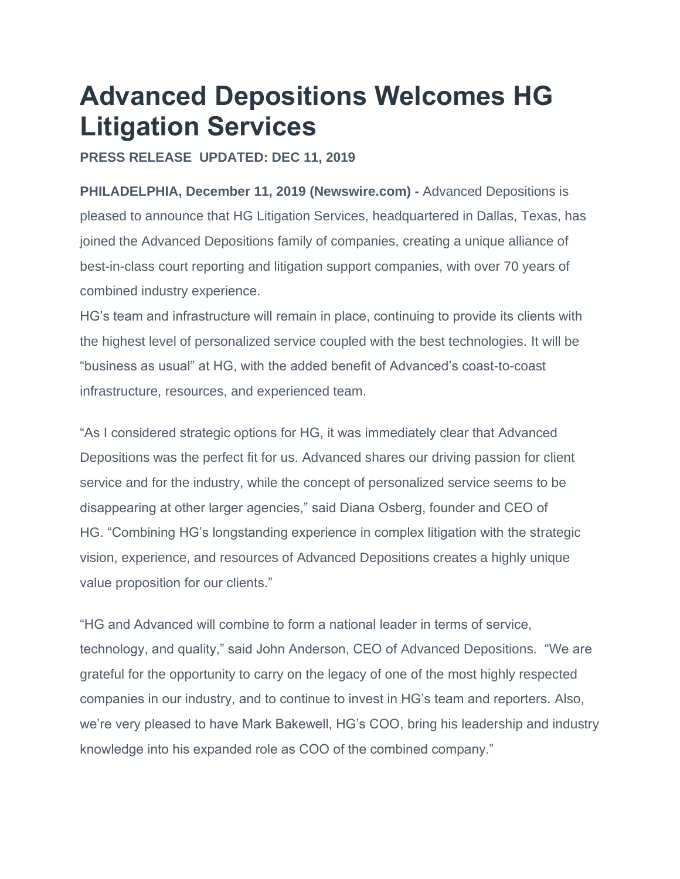# Advanced Depositions Welcomes HG Litigation Services

**PRESS RELEASE UPDATED: DEC 11, 2019**

**PHILADELPHIA, December 11, 2019 (Newswire.com) -** Advanced Depositions is pleased to announce that HG Litigation Services, headquartered in Dallas, Texas, has joined the Advanced Depositions family of companies, creating a unique alliance of best-in-class court reporting and litigation support companies, with over 70 years of combined industry experience.

HG's team and infrastructure will remain in place, continuing to provide its clients with the highest level of personalized service coupled with the best technologies. It will be "business as usual" at HG, with the added benefit of Advanced's coast-to-coast infrastructure, resources, and experienced team.

"As I considered strategic options for HG, it was immediately clear that Advanced Depositions was the perfect fit for us. Advanced shares our driving passion for client service and for the industry, while the concept of personalized service seems to be disappearing at other larger agencies," said Diana Osberg, founder and CEO of HG. "Combining HG's longstanding experience in complex litigation with the strategic vision, experience, and resources of Advanced Depositions creates a highly unique value proposition for our clients."

"HG and Advanced will combine to form a national leader in terms of service, technology, and quality," said John Anderson, CEO of Advanced Depositions. "We are grateful for the opportunity to carry on the legacy of one of the most highly respected companies in our industry, and to continue to invest in HG's team and reporters. Also, we're very pleased to have Mark Bakewell, HG's COO, bring his leadership and industry knowledge into his expanded role as COO of the combined company."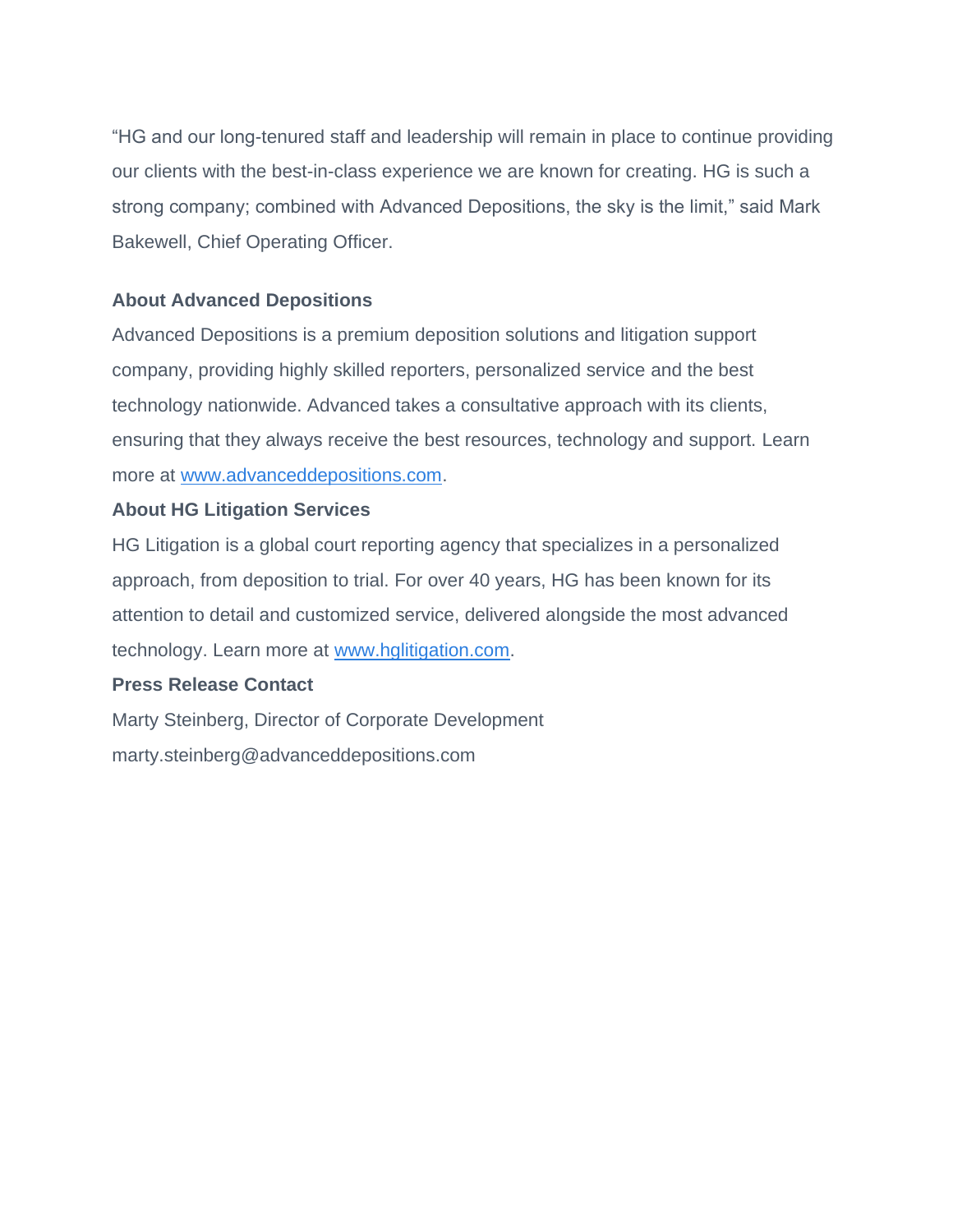"HG and our long-tenured staff and leadership will remain in place to continue providing our clients with the best-in-class experience we are known for creating. HG is such a strong company; combined with Advanced Depositions, the sky is the limit," said Mark Bakewell, Chief Operating Officer.

**About Advanced Depositions**

Advanced Depositions is a premium deposition solutions and litigation support company, providing highly skilled reporters, personalized service and the best technology nationwide. Advanced takes a consultative approach with its clients, ensuring that they always receive the best resources, technology and support. Learn more at [www.advanceddepositions.com](http://www.advanceddepositions.com).

**About HG Litigation Services**

HG Litigation is a global court reporting agency that specializes in a personalized approach, from deposition to trial. For over 40 years, HG has been known for its attention to detail and customized service, delivered alongside the most advanced technology. Learn more at [www.hglitigation.com](http://www.hglitigation.com).

**Press Release Contact**

Marty Steinberg, Director of Corporate Development

marty.steinberg@advanceddepositions.com